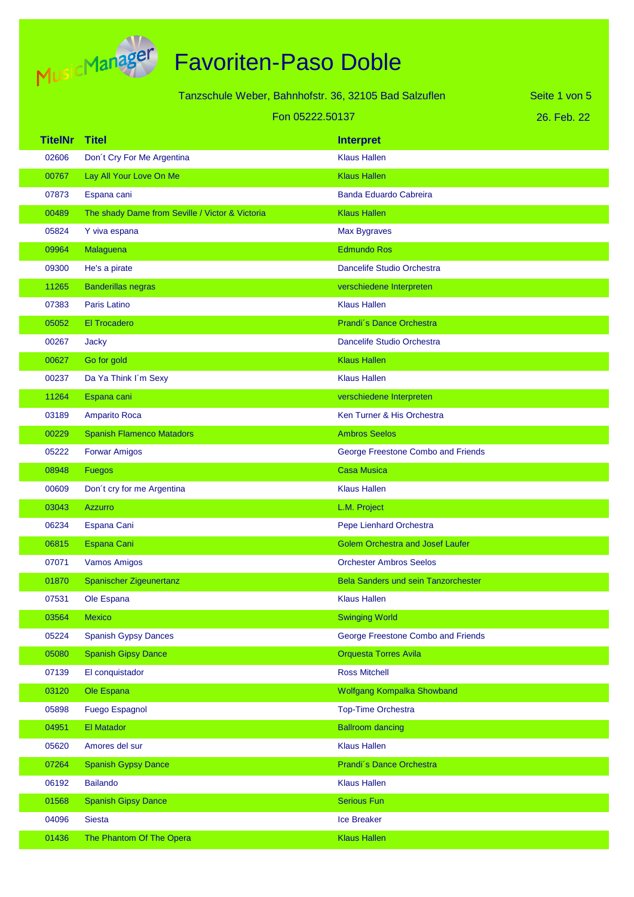# Favoriten-Paso Doble

Tanzschule Weber, Bahnhofstr. 36, 32105 Bad Salzuflen

Fon 05222.50137

26. Feb. 22

| TitelNr | Titel | Interpret |
|---|---|---|
| 02606 | Don´t Cry For Me Argentina | Klaus Hallen |
| 00767 | Lay All Your Love On Me | Klaus Hallen |
| 07873 | Espana cani | Banda Eduardo Cabreira |
| 00489 | The shady Dame from Seville / Victor & Victoria | Klaus Hallen |
| 05824 | Y viva espana | Max Bygraves |
| 09964 | Malaguena | Edmundo Ros |
| 09300 | He's a pirate | Dancelife Studio Orchestra |
| 11265 | Banderillas negras | verschiedene Interpreten |
| 07383 | Paris Latino | Klaus Hallen |
| 05052 | El Trocadero | Prandi´s Dance Orchestra |
| 00267 | Jacky | Dancelife Studio Orchestra |
| 00627 | Go for gold | Klaus Hallen |
| 00237 | Da Ya Think I´m Sexy | Klaus Hallen |
| 11264 | Espana cani | verschiedene Interpreten |
| 03189 | Amparito Roca | Ken Turner & His Orchestra |
| 00229 | Spanish Flamenco Matadors | Ambros Seelos |
| 05222 | Forwar Amigos | George Freestone Combo and Friends |
| 08948 | Fuegos | Casa Musica |
| 00609 | Don´t cry for me Argentina | Klaus Hallen |
| 03043 | Azzurro | L.M. Project |
| 06234 | Espana Cani | Pepe Lienhard Orchestra |
| 06815 | Espana Cani | Golem Orchestra and Josef Laufer |
| 07071 | Vamos Amigos | Orchester Ambros Seelos |
| 01870 | Spanischer Zigeunertanz | Bela Sanders und sein Tanzorchester |
| 07531 | Ole Espana | Klaus Hallen |
| 03564 | Mexico | Swinging World |
| 05224 | Spanish Gypsy Dances | George Freestone Combo and Friends |
| 05080 | Spanish Gipsy Dance | Orquesta Torres Avila |
| 07139 | El conquistador | Ross Mitchell |
| 03120 | Ole Espana | Wolfgang Kompalka Showband |
| 05898 | Fuego Espagnol | Top-Time Orchestra |
| 04951 | El Matador | Ballroom dancing |
| 05620 | Amores del sur | Klaus Hallen |
| 07264 | Spanish Gypsy Dance | Prandi´s Dance Orchestra |
| 06192 | Bailando | Klaus Hallen |
| 01568 | Spanish Gipsy Dance | Serious Fun |
| 04096 | Siesta | Ice Breaker |
| 01436 | The Phantom Of The Opera | Klaus Hallen |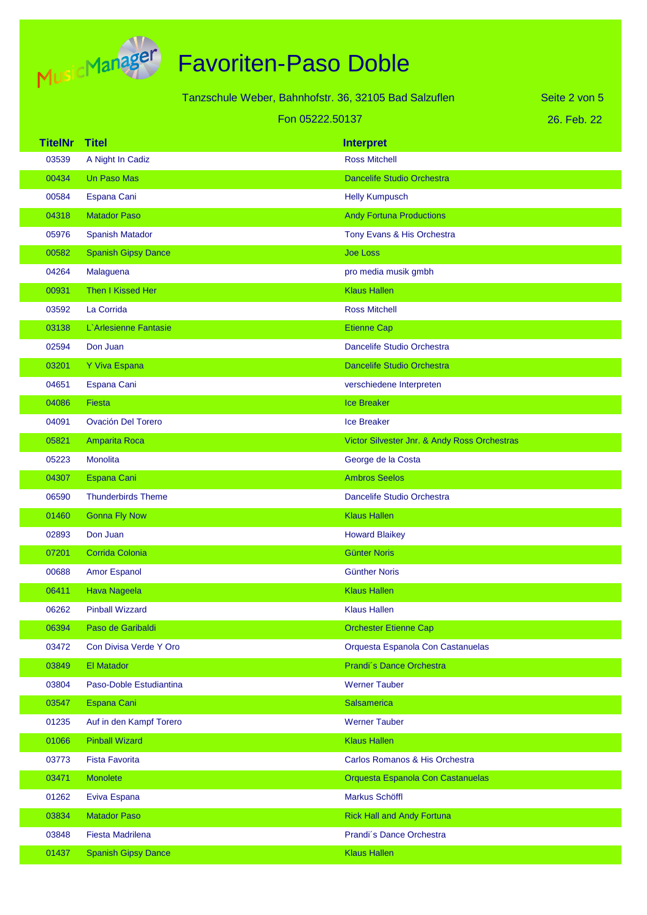# Favoriten-Paso Doble

Tanzschule Weber, Bahnhofstr. 36, 32105 Bad Salzuflen

Fon 05222.50137

26. Feb. 22

| TitelNr | Titel | Interpret |
|---|---|---|
| 03539 | A Night In Cadiz | Ross Mitchell |
| 00434 | Un Paso Mas | Dancelife Studio Orchestra |
| 00584 | Espana Cani | Helly Kumpusch |
| 04318 | Matador Paso | Andy Fortuna Productions |
| 05976 | Spanish Matador | Tony Evans & His Orchestra |
| 00582 | Spanish Gipsy Dance | Joe Loss |
| 04264 | Malaguena | pro media musik gmbh |
| 00931 | Then I Kissed Her | Klaus Hallen |
| 03592 | La Corrida | Ross Mitchell |
| 03138 | L`Arlesienne Fantasie | Etienne Cap |
| 02594 | Don Juan | Dancelife Studio Orchestra |
| 03201 | Y Viva Espana | Dancelife Studio Orchestra |
| 04651 | Espana Cani | verschiedene Interpreten |
| 04086 | Fiesta | Ice Breaker |
| 04091 | Ovación Del Torero | Ice Breaker |
| 05821 | Amparita Roca | Victor Silvester Jnr. & Andy Ross Orchestras |
| 05223 | Monolita | George de la Costa |
| 04307 | Espana Cani | Ambros Seelos |
| 06590 | Thunderbirds Theme | Dancelife Studio Orchestra |
| 01460 | Gonna Fly Now | Klaus Hallen |
| 02893 | Don Juan | Howard Blaikey |
| 07201 | Corrida Colonia | Günter Noris |
| 00688 | Amor Espanol | Günther Noris |
| 06411 | Hava Nageela | Klaus Hallen |
| 06262 | Pinball Wizzard | Klaus Hallen |
| 06394 | Paso de Garibaldi | Orchester Etienne Cap |
| 03472 | Con Divisa Verde Y Oro | Orquesta Espanola Con Castanuelas |
| 03849 | El Matador | Prandi´s Dance Orchestra |
| 03804 | Paso-Doble Estudiantina | Werner Tauber |
| 03547 | Espana Cani | Salsamerica |
| 01235 | Auf in den Kampf Torero | Werner Tauber |
| 01066 | Pinball Wizard | Klaus Hallen |
| 03773 | Fista Favorita | Carlos Romanos & His Orchestra |
| 03471 | Monolete | Orquesta Espanola Con Castanuelas |
| 01262 | Eviva Espana | Markus Schöffl |
| 03834 | Matador Paso | Rick Hall and Andy Fortuna |
| 03848 | Fiesta Madrilena | Prandi´s Dance Orchestra |
| 01437 | Spanish Gipsy Dance | Klaus Hallen |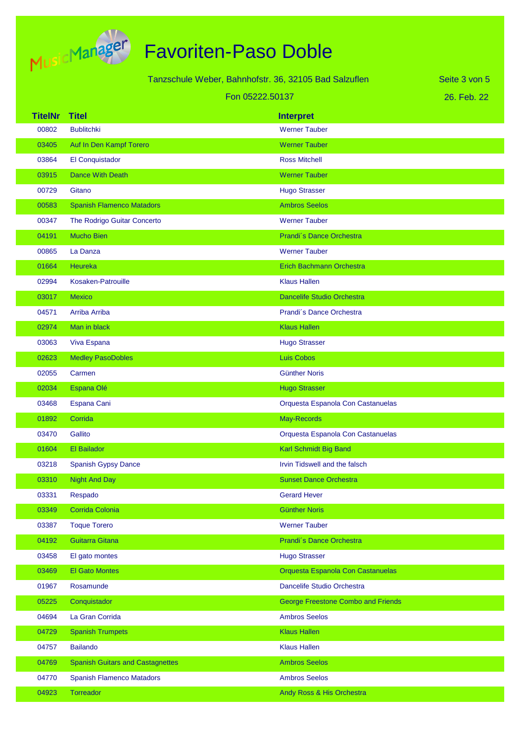# Favoriten-Paso Doble

Tanzschule Weber, Bahnhofstr. 36, 32105 Bad Salzuflen

Fon 05222.50137

26. Feb. 22

| TitelNr | Titel | Interpret |
|---|---|---|
| 00802 | Bublitchki | Werner Tauber |
| 03405 | Auf In Den Kampf Torero | Werner Tauber |
| 03864 | El Conquistador | Ross Mitchell |
| 03915 | Dance With Death | Werner Tauber |
| 00729 | Gitano | Hugo Strasser |
| 00583 | Spanish Flamenco Matadors | Ambros Seelos |
| 00347 | The Rodrigo Guitar Concerto | Werner Tauber |
| 04191 | Mucho Bien | Prandi´s Dance Orchestra |
| 00865 | La Danza | Werner Tauber |
| 01664 | Heureka | Erich Bachmann Orchestra |
| 02994 | Kosaken-Patrouille | Klaus Hallen |
| 03017 | Mexico | Dancelife Studio Orchestra |
| 04571 | Arriba Arriba | Prandi´s Dance Orchestra |
| 02974 | Man in black | Klaus Hallen |
| 03063 | Viva Espana | Hugo Strasser |
| 02623 | Medley PasoDobles | Luis Cobos |
| 02055 | Carmen | Günther Noris |
| 02034 | Espana Olé | Hugo Strasser |
| 03468 | Espana Cani | Orquesta Espanola Con Castanuelas |
| 01892 | Corrida | May-Records |
| 03470 | Gallito | Orquesta Espanola Con Castanuelas |
| 01604 | El Bailador | Karl Schmidt Big Band |
| 03218 | Spanish Gypsy Dance | Irvin Tidswell and the falsch |
| 03310 | Night And Day | Sunset Dance Orchestra |
| 03331 | Respado | Gerard Hever |
| 03349 | Corrida Colonia | Günther Noris |
| 03387 | Toque Torero | Werner Tauber |
| 04192 | Guitarra Gitana | Prandi´s Dance Orchestra |
| 03458 | El gato montes | Hugo Strasser |
| 03469 | El Gato Montes | Orquesta Espanola Con Castanuelas |
| 01967 | Rosamunde | Dancelife Studio Orchestra |
| 05225 | Conquistador | George Freestone Combo and Friends |
| 04694 | La Gran Corrida | Ambros Seelos |
| 04729 | Spanish Trumpets | Klaus Hallen |
| 04757 | Bailando | Klaus Hallen |
| 04769 | Spanish Guitars and Castagnettes | Ambros Seelos |
| 04770 | Spanish Flamenco Matadors | Ambros Seelos |
| 04923 | Torreador | Andy Ross & His Orchestra |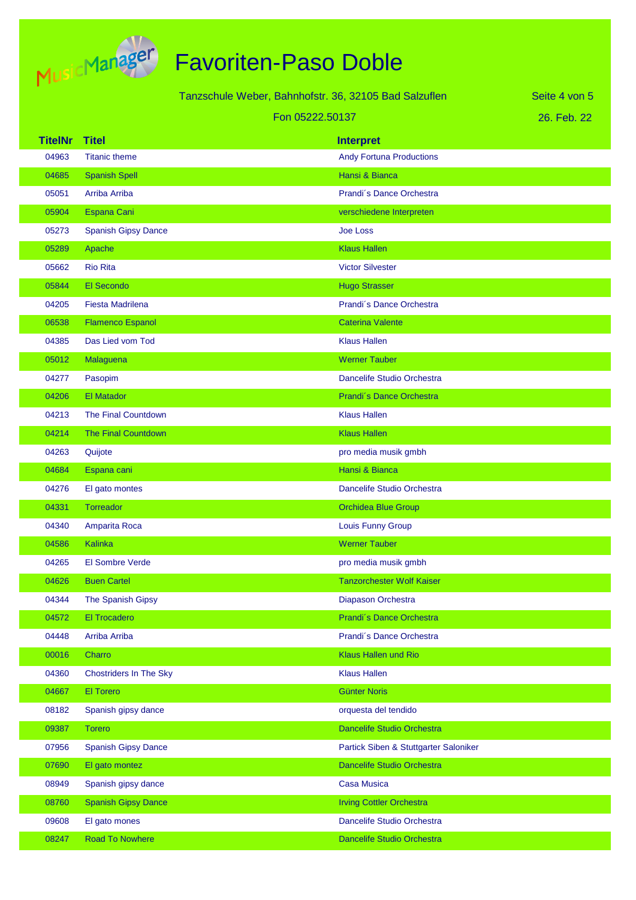# Favoriten-Paso Doble

Tanzschule Weber, Bahnhofstr. 36, 32105 Bad Salzuflen

Fon 05222.50137

26. Feb. 22

| TitelNr | Titel | Interpret |
| --- | --- | --- |
| 04963 | Titanic theme | Andy Fortuna Productions |
| 04685 | Spanish Spell | Hansi & Bianca |
| 05051 | Arriba Arriba | Prandi´s Dance Orchestra |
| 05904 | Espana Cani | verschiedene Interpreten |
| 05273 | Spanish Gipsy Dance | Joe Loss |
| 05289 | Apache | Klaus Hallen |
| 05662 | Rio Rita | Victor Silvester |
| 05844 | El Secondo | Hugo Strasser |
| 04205 | Fiesta Madrilena | Prandi´s Dance Orchestra |
| 06538 | Flamenco Espanol | Caterina Valente |
| 04385 | Das Lied vom Tod | Klaus Hallen |
| 05012 | Malaguena | Werner Tauber |
| 04277 | Pasopim | Dancelife Studio Orchestra |
| 04206 | El Matador | Prandi´s Dance Orchestra |
| 04213 | The Final Countdown | Klaus Hallen |
| 04214 | The Final Countdown | Klaus Hallen |
| 04263 | Quijote | pro media musik gmbh |
| 04684 | Espana cani | Hansi & Bianca |
| 04276 | El gato montes | Dancelife Studio Orchestra |
| 04331 | Torreador | Orchidea Blue Group |
| 04340 | Amparita Roca | Louis Funny Group |
| 04586 | Kalinka | Werner Tauber |
| 04265 | El Sombre Verde | pro media musik gmbh |
| 04626 | Buen Cartel | Tanzorchester Wolf Kaiser |
| 04344 | The Spanish Gipsy | Diapason Orchestra |
| 04572 | El Trocadero | Prandi´s Dance Orchestra |
| 04448 | Arriba Arriba | Prandi´s Dance Orchestra |
| 00016 | Charro | Klaus Hallen und Rio |
| 04360 | Chostriders In The Sky | Klaus Hallen |
| 04667 | El Torero | Günter Noris |
| 08182 | Spanish gipsy dance | orquesta del tendido |
| 09387 | Torero | Dancelife Studio Orchestra |
| 07956 | Spanish Gipsy Dance | Partick Siben & Stuttgarter Saloniker |
| 07690 | El gato montez | Dancelife Studio Orchestra |
| 08949 | Spanish gipsy dance | Casa Musica |
| 08760 | Spanish Gipsy Dance | Irving Cottler Orchestra |
| 09608 | El gato mones | Dancelife Studio Orchestra |
| 08247 | Road To Nowhere | Dancelife Studio Orchestra |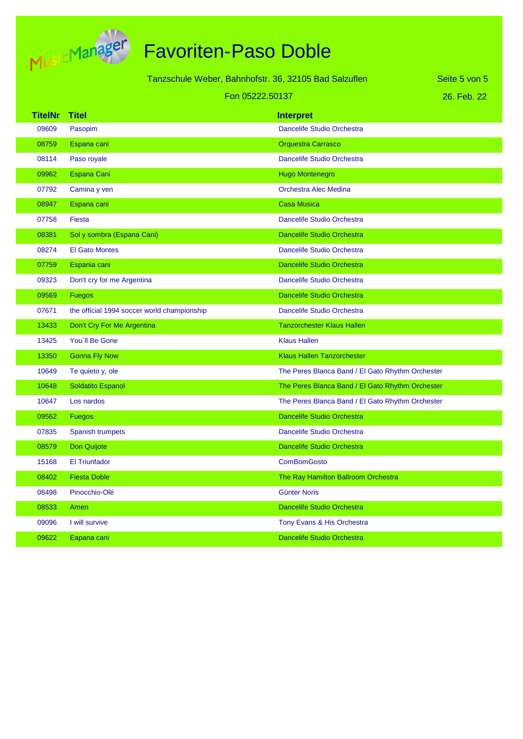# Favoriten-Paso Doble

Tanzschule Weber, Bahnhofstr. 36, 32105 Bad Salzuflen

Fon 05222.50137

26. Feb. 22

| TitelNr | Titel | Interpret |
|---|---|---|
| 09609 | Pasopim | Dancelife Studio Orchestra |
| 08759 | Espana cani | Orquestra Carrasco |
| 08114 | Paso royale | Dancelife Studio Orchestra |
| 09962 | Espana Cani | Hugo Montenegro |
| 07792 | Camina y ven | Orchestra Alec Medina |
| 08947 | Espana cani | Casa Musica |
| 07758 | Fiesta | Dancelife Studio Orchestra |
| 08381 | Sol y sombra (Espana Cani) | Dancelife Studio Orchestra |
| 08274 | El Gato Montes | Dancelife Studio Orchestra |
| 07759 | Espania cani | Dancelife Studio Orchestra |
| 09323 | Don't cry for me Argentina | Dancelife Studio Orchestra |
| 09569 | Fuegos | Dancelife Studio Orchestra |
| 07671 | the official 1994 soccer world championship | Dancelife Studio Orchestra |
| 13433 | Don't Cry For Me Argentina | Tanzorchester Klaus Hallen |
| 13425 | You´ll Be Gone | Klaus Hallen |
| 13350 | Gonna Fly Now | Klaus Hallen Tanzorchester |
| 10649 | Te quieto y, ole | The Peres Blanca Band / El Gato Rhythm Orchester |
| 10648 | Soldatito Espanol | The Peres Blanca Band / El Gato Rhythm Orchester |
| 10647 | Los nardos | The Peres Blanca Band / El Gato Rhythm Orchester |
| 09562 | Fuegos | Dancelife Studio Orchestra |
| 07835 | Spanish trumpets | Dancelife Studio Orchestra |
| 08579 | Don Quijote | Dancelife Studio Orchestra |
| 15168 | El Triunfador | ComBomGosto |
| 08402 | Fiesta Doble | The Ray Hamilton Ballroom Orchestra |
| 08498 | Pinocchio-Olé | Günter Noris |
| 08533 | Amen | Dancelife Studio Orchestra |
| 09096 | I will survive | Tony Evans & His Orchestra |
| 09622 | Eapana cani | Dancelife Studio Orchestra |